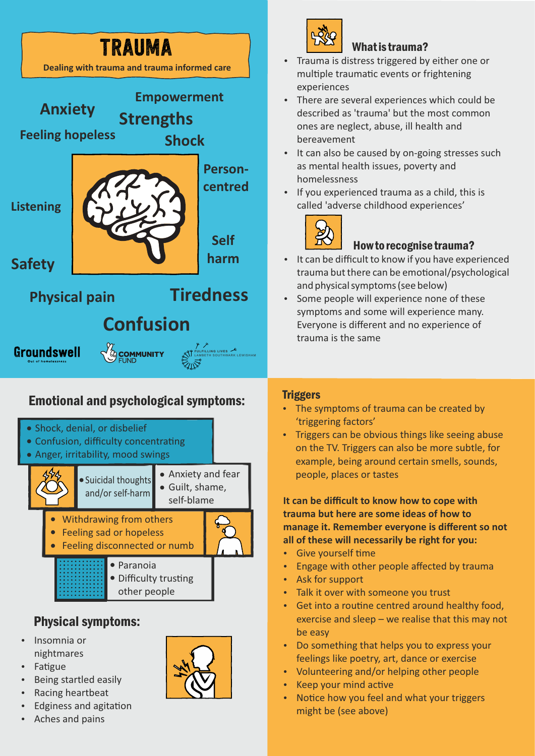# TRAUMA

**Dealing with trauma and trauma informed care**

Anxiety

Empowerment

Strengths

Feeling hopeless

Shock

Person-centred

Listening

Self harm

Safety

Physical pain

Tiredness

Confusion

Groundswell
Out of homelessness

COMMUNITY FUND

FULFILLING LIVES
LAMBETH SOUTHWARK LEWISHAM

## What is trauma?

- Trauma is distress triggered by either one or multiple traumatic events or frightening experiences
- There are several experiences which could be described as 'trauma' but the most common ones are neglect, abuse, ill health and bereavement
- It can also be caused by on-going stresses such as mental health issues, poverty and homelessness
- If you experienced trauma as a child, this is called 'adverse childhood experiences'

## How to recognise trauma?

- It can be difficult to know if you have experienced trauma but there can be emotional/psychological and physical symptoms (see below)
- Some people will experience none of these symptoms and some will experience many. Everyone is different and no experience of trauma is the same

## Emotional and psychological symptoms:

- Shock, denial, or disbelief
- Confusion, difficulty concentrating
- Anger, irritability, mood swings
- Suicidal thoughts and/or self-harm
- Anxiety and fear
- Guilt, shame, self-blame
- Withdrawing from others
- Feeling sad or hopeless
- Feeling disconnected or numb
- Paranoia
- Difficulty trusting other people

## Physical symptoms:

- Insomnia or nightmares
- Fatigue
- Being startled easily
- Racing heartbeat
- Edginess and agitation
- Aches and pains

## Triggers

- The symptoms of trauma can be created by 'triggering factors'
- Triggers can be obvious things like seeing abuse on the TV. Triggers can also be more subtle, for example, being around certain smells, sounds, people, places or tastes

**It can be difficult to know how to cope with trauma but here are some ideas of how to manage it. Remember everyone is different so not all of these will necessarily be right for you:**

- Give yourself time
- Engage with other people affected by trauma
- Ask for support
- Talk it over with someone you trust
- Get into a routine centred around healthy food, exercise and sleep – we realise that this may not be easy
- Do something that helps you to express your feelings like poetry, art, dance or exercise
- Volunteering and/or helping other people
- Keep your mind active
- Notice how you feel and what your triggers might be (see above)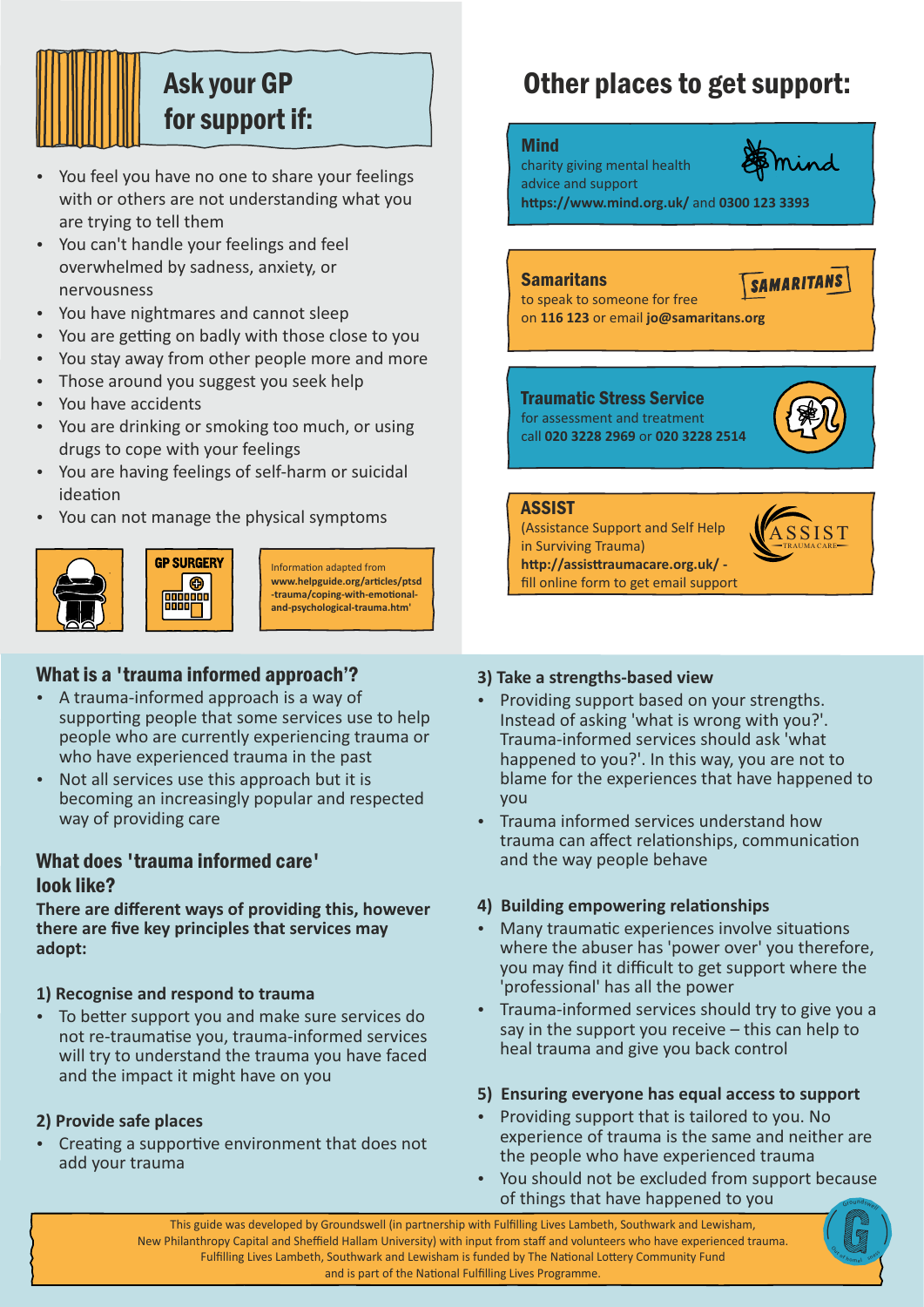## Ask your GP for support if:

- You feel you have no one to share your feelings with or others are not understanding what you are trying to tell them
- You can't handle your feelings and feel overwhelmed by sadness, anxiety, or nervousness
- You have nightmares and cannot sleep
- You are getting on badly with those close to you
- You stay away from other people more and more
- Those around you suggest you seek help
- You have accidents
- You are drinking or smoking too much, or using drugs to cope with your feelings
- You are having feelings of self-harm or suicidal ideation
- You can not manage the physical symptoms

GP SURGERY

Information adapted from **www.helpguide.org/articles/ptsd-trauma/coping-with-emotional-and-psychological-trauma.htm'**

## Other places to get support:

**Mind**
charity giving mental health advice and support
**https://www.mind.org.uk/** and **0300 123 3393**

**Samaritans**
to speak to someone for free on **116 123** or email **jo@samaritans.org**

**Traumatic Stress Service**
for assessment and treatment
call **020 3228 2969** or **020 3228 2514**

**ASSIST**
(Assistance Support and Self Help in Surviving Trauma)
**http://assisttraumacare.org.uk/ -**
fill online form to get email support

## What is a 'trauma informed approach'?

- A trauma-informed approach is a way of supporting people that some services use to help people who are currently experiencing trauma or who have experienced trauma in the past
- Not all services use this approach but it is becoming an increasingly popular and respected way of providing care

## What does 'trauma informed care' look like?

**There are different ways of providing this, however there are five key principles that services may adopt:**

### 1) Recognise and respond to trauma

- To better support you and make sure services do not re-traumatise you, trauma-informed services will try to understand the trauma you have faced and the impact it might have on you

### 2) Provide safe places

- Creating a supportive environment that does not add your trauma

### 3) Take a strengths-based view

- Providing support based on your strengths. Instead of asking 'what is wrong with you?'. Trauma-informed services should ask 'what happened to you?'. In this way, you are not to blame for the experiences that have happened to you
- Trauma informed services understand how trauma can affect relationships, communication and the way people behave

### 4) Building empowering relationships

- Many traumatic experiences involve situations where the abuser has 'power over' you therefore, you may find it difficult to get support where the 'professional' has all the power
- Trauma-informed services should try to give you a say in the support you receive – this can help to heal trauma and give you back control

### 5) Ensuring everyone has equal access to support

- Providing support that is tailored to you. No experience of trauma is the same and neither are the people who have experienced trauma
- You should not be excluded from support because of things that have happened to you

This guide was developed by Groundswell (in partnership with Fulfilling Lives Lambeth, Southwark and Lewisham, New Philanthropy Capital and Sheffield Hallam University) with input from staff and volunteers who have experienced trauma. Fulfilling Lives Lambeth, Southwark and Lewisham is funded by The National Lottery Community Fund and is part of the National Fulfilling Lives Programme.